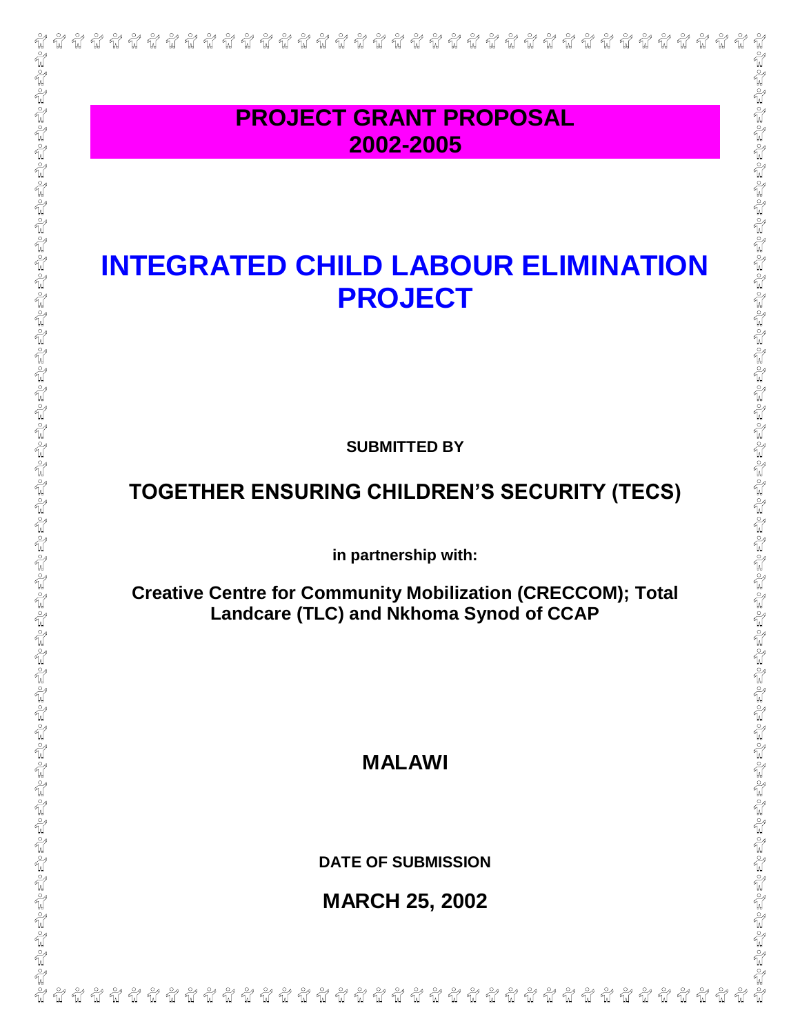# PROJECT GRANT PROPOSAL 2002-2005

# INTEGRATED CHILD LABOUR ELIMINATION PROJECT

**SUBMITTED BY**

## TOGETHER ENSURING CHILDREN'S SECURITY (TECS)

**in partnership with:**

**Creative Centre for Community Mobilization (CRECCOM); Total Landcare (TLC) and Nkhoma Synod of CCAP**

## MALAWI

**DATE OF SUBMISSION**

## MARCH 25, 2002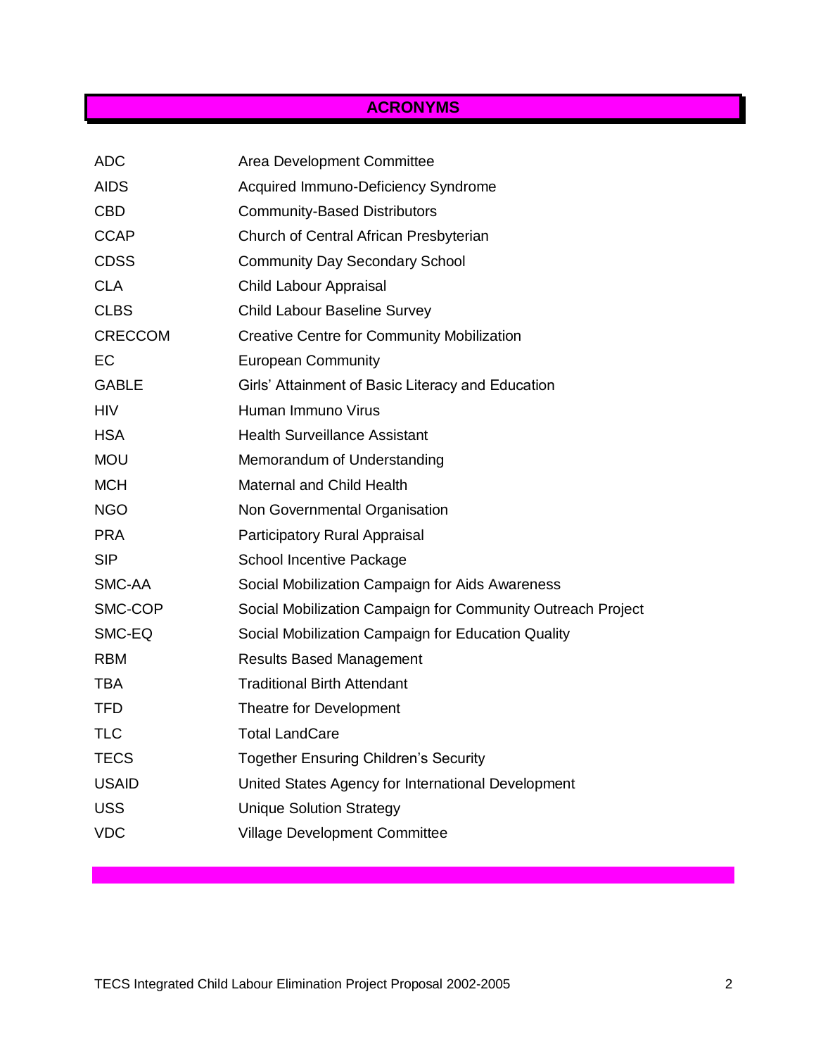## ACRONYMS

| | |
|---|---|
| ADC | Area Development Committee |
| AIDS | Acquired Immuno-Deficiency Syndrome |
| CBD | Community-Based Distributors |
| CCAP | Church of Central African Presbyterian |
| CDSS | Community Day Secondary School |
| CLA | Child Labour Appraisal |
| CLBS | Child Labour Baseline Survey |
| CRECCOM | Creative Centre for Community Mobilization |
| EC | European Community |
| GABLE | Girls' Attainment of Basic Literacy and Education |
| HIV | Human Immuno Virus |
| HSA | Health Surveillance Assistant |
| MOU | Memorandum of Understanding |
| MCH | Maternal and Child Health |
| NGO | Non Governmental Organisation |
| PRA | Participatory Rural Appraisal |
| SIP | School Incentive Package |
| SMC-AA | Social Mobilization Campaign for Aids Awareness |
| SMC-COP | Social Mobilization Campaign for Community Outreach Project |
| SMC-EQ | Social Mobilization Campaign for Education Quality |
| RBM | Results Based Management |
| TBA | Traditional Birth Attendant |
| TFD | Theatre for Development |
| TLC | Total LandCare |
| TECS | Together Ensuring Children's Security |
| USAID | United States Agency for International Development |
| USS | Unique Solution Strategy |
| VDC | Village Development Committee |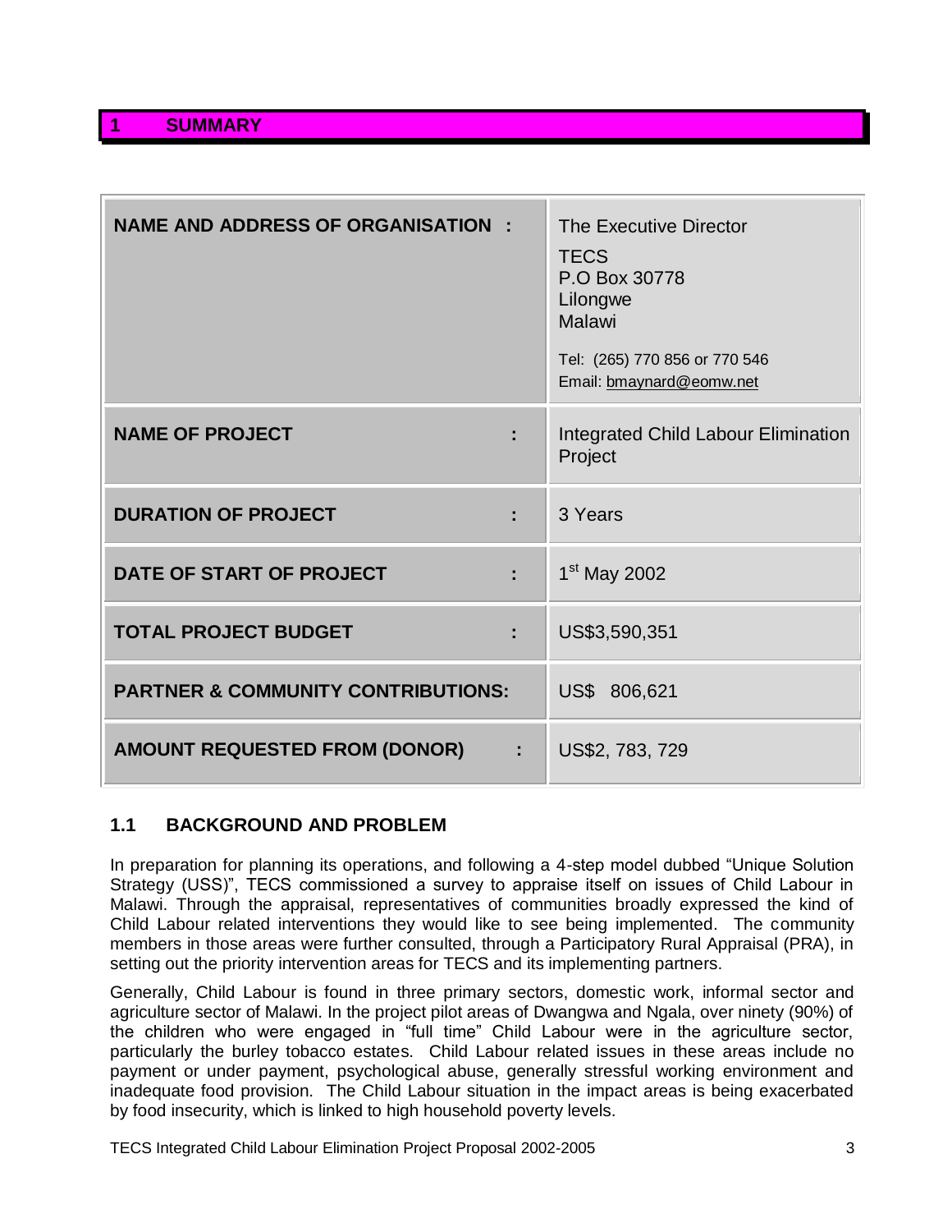# 1 SUMMARY

| | |
|---|---|
| **NAME AND ADDRESS OF ORGANISATION :** | The Executive Director<br>TECS<br>P.O Box 30778<br>Lilongwe<br>Malawi<br>Tel: (265) 770 856 or 770 546<br>Email: bmaynard@eomw.net |
| **NAME OF PROJECT :** | Integrated Child Labour Elimination Project |
| **DURATION OF PROJECT :** | 3 Years |
| **DATE OF START OF PROJECT :** | 1st May 2002 |
| **TOTAL PROJECT BUDGET :** | US$3,590,351 |
| **PARTNER & COMMUNITY CONTRIBUTIONS:** | US$ 806,621 |
| **AMOUNT REQUESTED FROM (DONOR) :** | US$2, 783, 729 |

## 1.1 BACKGROUND AND PROBLEM

In preparation for planning its operations, and following a 4-step model dubbed "Unique Solution Strategy (USS)", TECS commissioned a survey to appraise itself on issues of Child Labour in Malawi. Through the appraisal, representatives of communities broadly expressed the kind of Child Labour related interventions they would like to see being implemented. The community members in those areas were further consulted, through a Participatory Rural Appraisal (PRA), in setting out the priority intervention areas for TECS and its implementing partners.

Generally, Child Labour is found in three primary sectors, domestic work, informal sector and agriculture sector of Malawi. In the project pilot areas of Dwangwa and Ngala, over ninety (90%) of the children who were engaged in "full time" Child Labour were in the agriculture sector, particularly the burley tobacco estates. Child Labour related issues in these areas include no payment or under payment, psychological abuse, generally stressful working environment and inadequate food provision. The Child Labour situation in the impact areas is being exacerbated by food insecurity, which is linked to high household poverty levels.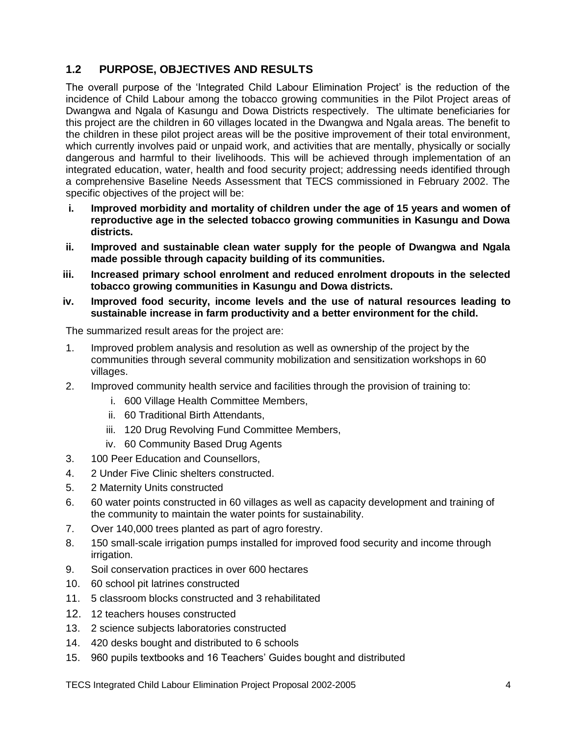## 1.2 PURPOSE, OBJECTIVES AND RESULTS

The overall purpose of the 'Integrated Child Labour Elimination Project' is the reduction of the incidence of Child Labour among the tobacco growing communities in the Pilot Project areas of Dwangwa and Ngala of Kasungu and Dowa Districts respectively. The ultimate beneficiaries for this project are the children in 60 villages located in the Dwangwa and Ngala areas. The benefit to the children in these pilot project areas will be the positive improvement of their total environment, which currently involves paid or unpaid work, and activities that are mentally, physically or socially dangerous and harmful to their livelihoods. This will be achieved through implementation of an integrated education, water, health and food security project; addressing needs identified through a comprehensive Baseline Needs Assessment that TECS commissioned in February 2002. The specific objectives of the project will be:

- **i. Improved morbidity and mortality of children under the age of 15 years and women of reproductive age in the selected tobacco growing communities in Kasungu and Dowa districts.**
- **ii. Improved and sustainable clean water supply for the people of Dwangwa and Ngala made possible through capacity building of its communities.**
- **iii. Increased primary school enrolment and reduced enrolment dropouts in the selected tobacco growing communities in Kasungu and Dowa districts.**
- **iv. Improved food security, income levels and the use of natural resources leading to sustainable increase in farm productivity and a better environment for the child.**

The summarized result areas for the project are:

1. Improved problem analysis and resolution as well as ownership of the project by the communities through several community mobilization and sensitization workshops in 60 villages.
2. Improved community health service and facilities through the provision of training to:
   - i. 600 Village Health Committee Members,
   - ii. 60 Traditional Birth Attendants,
   - iii. 120 Drug Revolving Fund Committee Members,
   - iv. 60 Community Based Drug Agents
3. 100 Peer Education and Counsellors,
4. 2 Under Five Clinic shelters constructed.
5. 2 Maternity Units constructed
6. 60 water points constructed in 60 villages as well as capacity development and training of the community to maintain the water points for sustainability.
7. Over 140,000 trees planted as part of agro forestry.
8. 150 small-scale irrigation pumps installed for improved food security and income through irrigation.
9. Soil conservation practices in over 600 hectares
10. 60 school pit latrines constructed
11. 5 classroom blocks constructed and 3 rehabilitated
12. 12 teachers houses constructed
13. 2 science subjects laboratories constructed
14. 420 desks bought and distributed to 6 schools
15. 960 pupils textbooks and 16 Teachers' Guides bought and distributed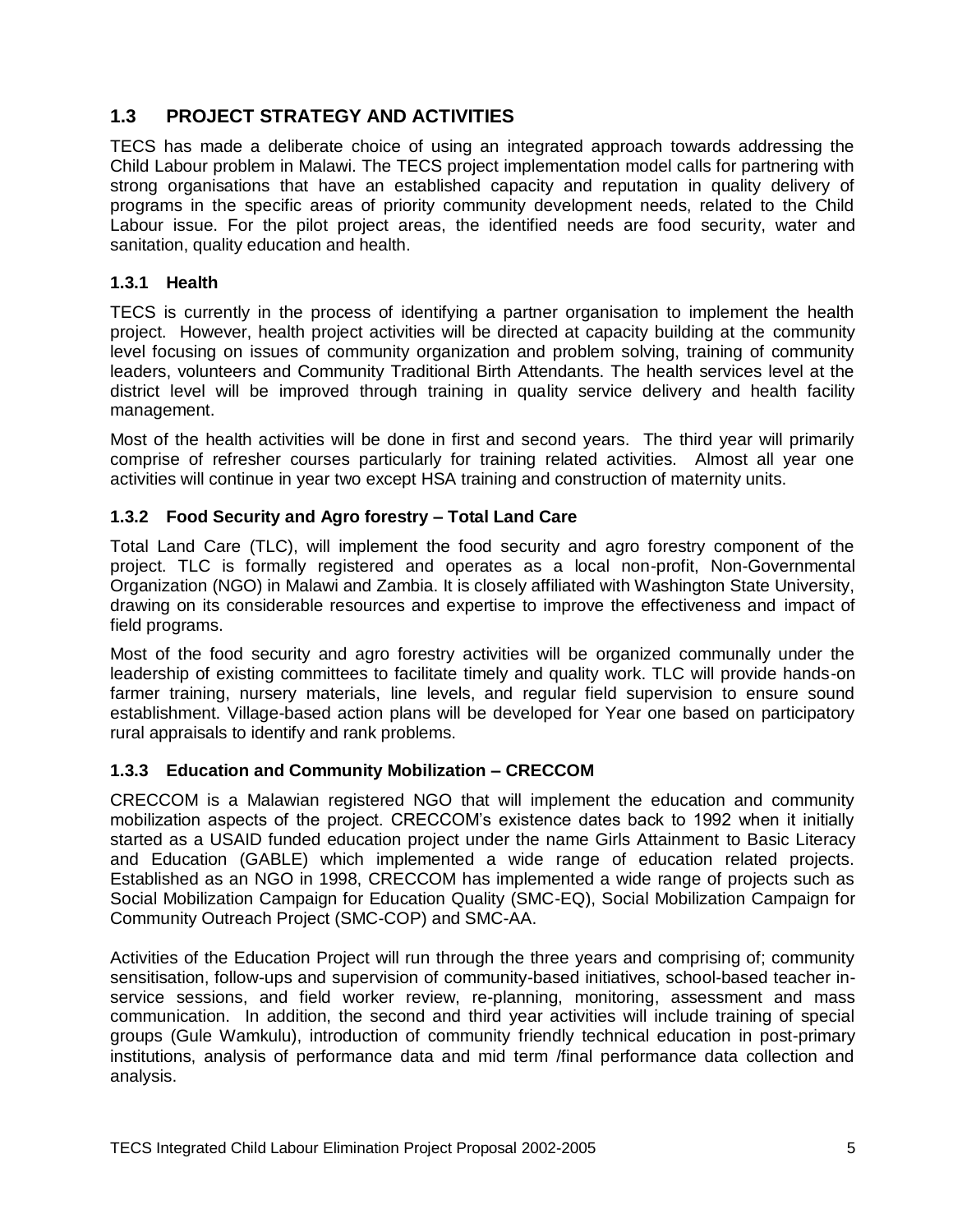## 1.3 PROJECT STRATEGY AND ACTIVITIES

TECS has made a deliberate choice of using an integrated approach towards addressing the Child Labour problem in Malawi. The TECS project implementation model calls for partnering with strong organisations that have an established capacity and reputation in quality delivery of programs in the specific areas of priority community development needs, related to the Child Labour issue. For the pilot project areas, the identified needs are food security, water and sanitation, quality education and health.

### 1.3.1 Health

TECS is currently in the process of identifying a partner organisation to implement the health project. However, health project activities will be directed at capacity building at the community level focusing on issues of community organization and problem solving, training of community leaders, volunteers and Community Traditional Birth Attendants. The health services level at the district level will be improved through training in quality service delivery and health facility management.

Most of the health activities will be done in first and second years. The third year will primarily comprise of refresher courses particularly for training related activities. Almost all year one activities will continue in year two except HSA training and construction of maternity units.

### 1.3.2 Food Security and Agro forestry – Total Land Care

Total Land Care (TLC), will implement the food security and agro forestry component of the project. TLC is formally registered and operates as a local non-profit, Non-Governmental Organization (NGO) in Malawi and Zambia. It is closely affiliated with Washington State University, drawing on its considerable resources and expertise to improve the effectiveness and impact of field programs.

Most of the food security and agro forestry activities will be organized communally under the leadership of existing committees to facilitate timely and quality work. TLC will provide hands-on farmer training, nursery materials, line levels, and regular field supervision to ensure sound establishment. Village-based action plans will be developed for Year one based on participatory rural appraisals to identify and rank problems.

### 1.3.3 Education and Community Mobilization – CRECCOM

CRECCOM is a Malawian registered NGO that will implement the education and community mobilization aspects of the project. CRECCOM's existence dates back to 1992 when it initially started as a USAID funded education project under the name Girls Attainment to Basic Literacy and Education (GABLE) which implemented a wide range of education related projects. Established as an NGO in 1998, CRECCOM has implemented a wide range of projects such as Social Mobilization Campaign for Education Quality (SMC-EQ), Social Mobilization Campaign for Community Outreach Project (SMC-COP) and SMC-AA.

Activities of the Education Project will run through the three years and comprising of; community sensitisation, follow-ups and supervision of community-based initiatives, school-based teacher in-service sessions, and field worker review, re-planning, monitoring, assessment and mass communication. In addition, the second and third year activities will include training of special groups (Gule Wamkulu), introduction of community friendly technical education in post-primary institutions, analysis of performance data and mid term /final performance data collection and analysis.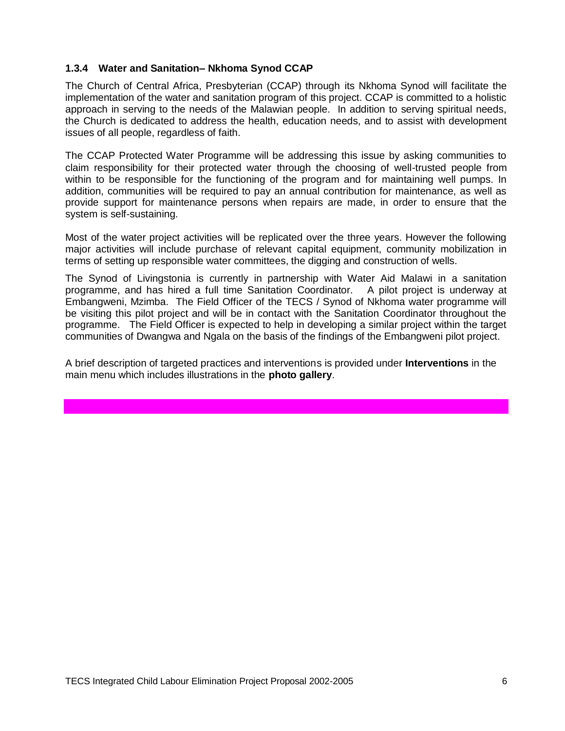### 1.3.4 Water and Sanitation– Nkhoma Synod CCAP

The Church of Central Africa, Presbyterian (CCAP) through its Nkhoma Synod will facilitate the implementation of the water and sanitation program of this project. CCAP is committed to a holistic approach in serving to the needs of the Malawian people. In addition to serving spiritual needs, the Church is dedicated to address the health, education needs, and to assist with development issues of all people, regardless of faith.

The CCAP Protected Water Programme will be addressing this issue by asking communities to claim responsibility for their protected water through the choosing of well-trusted people from within to be responsible for the functioning of the program and for maintaining well pumps. In addition, communities will be required to pay an annual contribution for maintenance, as well as provide support for maintenance persons when repairs are made, in order to ensure that the system is self-sustaining.

Most of the water project activities will be replicated over the three years. However the following major activities will include purchase of relevant capital equipment, community mobilization in terms of setting up responsible water committees, the digging and construction of wells.

The Synod of Livingstonia is currently in partnership with Water Aid Malawi in a sanitation programme, and has hired a full time Sanitation Coordinator. A pilot project is underway at Embangweni, Mzimba. The Field Officer of the TECS / Synod of Nkhoma water programme will be visiting this pilot project and will be in contact with the Sanitation Coordinator throughout the programme. The Field Officer is expected to help in developing a similar project within the target communities of Dwangwa and Ngala on the basis of the findings of the Embangweni pilot project.

A brief description of targeted practices and interventions is provided under **Interventions** in the main menu which includes illustrations in the **photo gallery**.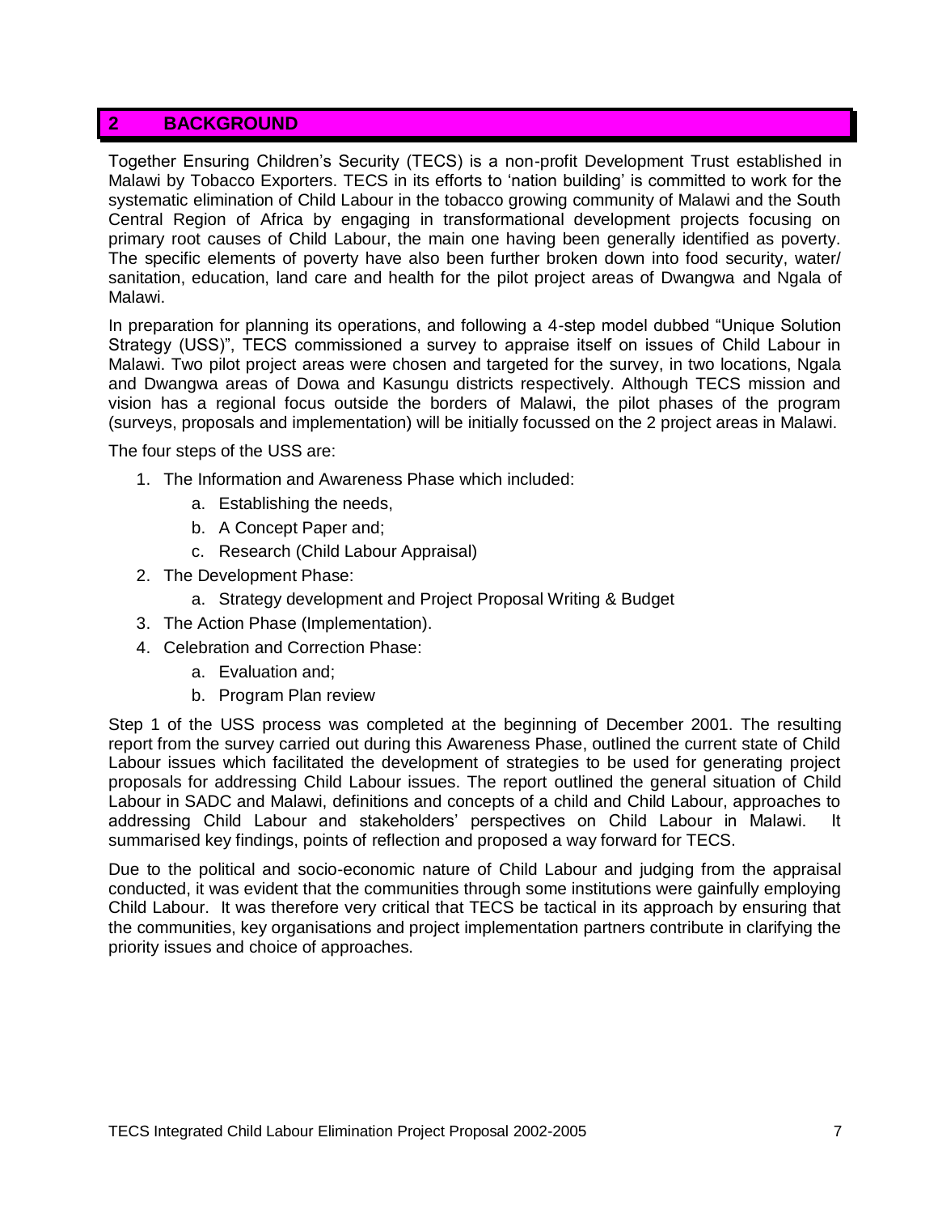## 2 BACKGROUND

Together Ensuring Children's Security (TECS) is a non-profit Development Trust established in Malawi by Tobacco Exporters. TECS in its efforts to 'nation building' is committed to work for the systematic elimination of Child Labour in the tobacco growing community of Malawi and the South Central Region of Africa by engaging in transformational development projects focusing on primary root causes of Child Labour, the main one having been generally identified as poverty. The specific elements of poverty have also been further broken down into food security, water/ sanitation, education, land care and health for the pilot project areas of Dwangwa and Ngala of Malawi.

In preparation for planning its operations, and following a 4-step model dubbed "Unique Solution Strategy (USS)", TECS commissioned a survey to appraise itself on issues of Child Labour in Malawi. Two pilot project areas were chosen and targeted for the survey, in two locations, Ngala and Dwangwa areas of Dowa and Kasungu districts respectively. Although TECS mission and vision has a regional focus outside the borders of Malawi, the pilot phases of the program (surveys, proposals and implementation) will be initially focussed on the 2 project areas in Malawi.

The four steps of the USS are:

1. The Information and Awareness Phase which included:
   a. Establishing the needs,
   b. A Concept Paper and;
   c. Research (Child Labour Appraisal)
2. The Development Phase:
   a. Strategy development and Project Proposal Writing & Budget
3. The Action Phase (Implementation).
4. Celebration and Correction Phase:
   a. Evaluation and;
   b. Program Plan review

Step 1 of the USS process was completed at the beginning of December 2001. The resulting report from the survey carried out during this Awareness Phase, outlined the current state of Child Labour issues which facilitated the development of strategies to be used for generating project proposals for addressing Child Labour issues. The report outlined the general situation of Child Labour in SADC and Malawi, definitions and concepts of a child and Child Labour, approaches to addressing Child Labour and stakeholders' perspectives on Child Labour in Malawi. It summarised key findings, points of reflection and proposed a way forward for TECS.

Due to the political and socio-economic nature of Child Labour and judging from the appraisal conducted, it was evident that the communities through some institutions were gainfully employing Child Labour. It was therefore very critical that TECS be tactical in its approach by ensuring that the communities, key organisations and project implementation partners contribute in clarifying the priority issues and choice of approaches.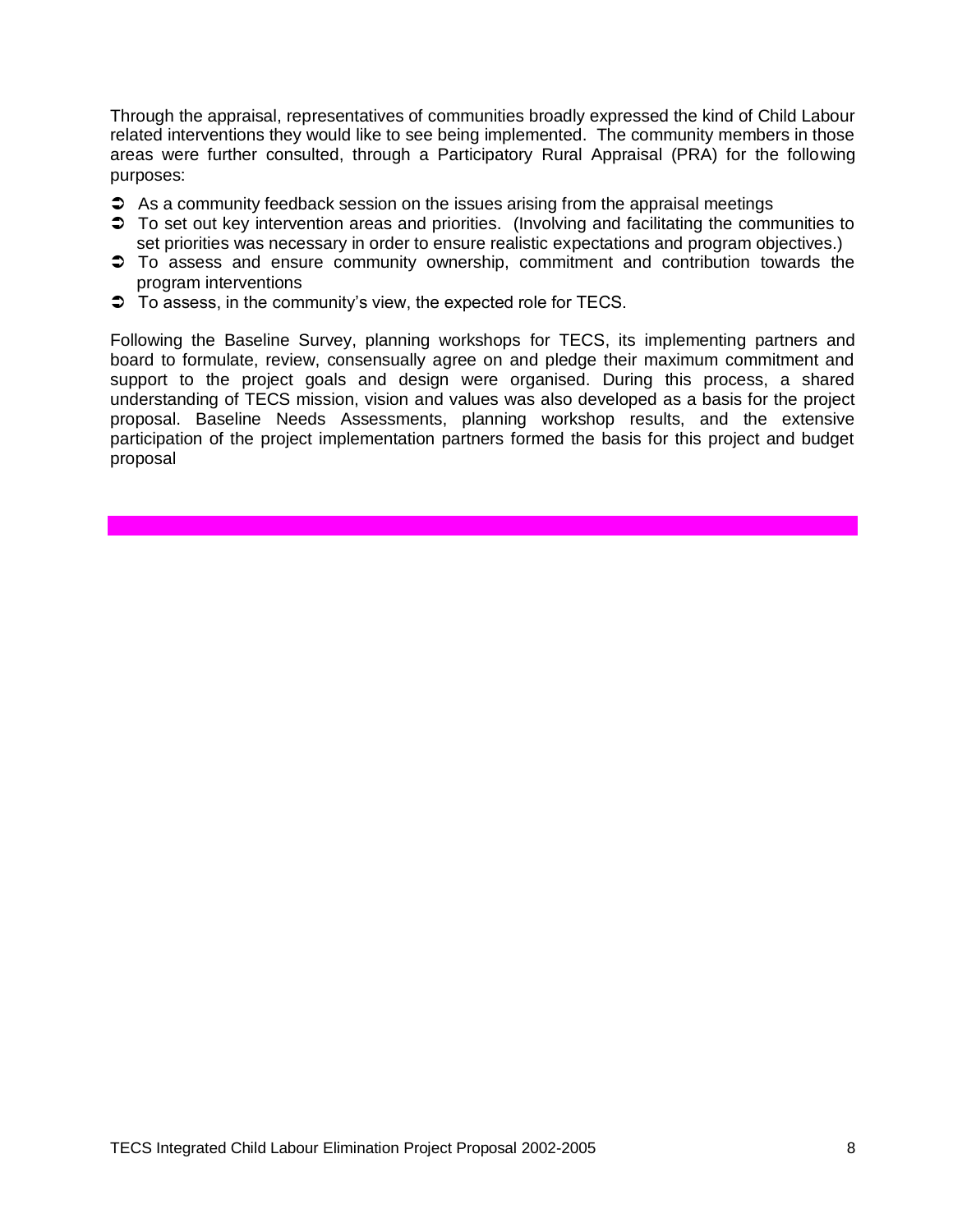Through the appraisal, representatives of communities broadly expressed the kind of Child Labour related interventions they would like to see being implemented. The community members in those areas were further consulted, through a Participatory Rural Appraisal (PRA) for the following purposes:

- As a community feedback session on the issues arising from the appraisal meetings
- To set out key intervention areas and priorities. (Involving and facilitating the communities to set priorities was necessary in order to ensure realistic expectations and program objectives.)
- To assess and ensure community ownership, commitment and contribution towards the program interventions
- To assess, in the community's view, the expected role for TECS.

Following the Baseline Survey, planning workshops for TECS, its implementing partners and board to formulate, review, consensually agree on and pledge their maximum commitment and support to the project goals and design were organised. During this process, a shared understanding of TECS mission, vision and values was also developed as a basis for the project proposal. Baseline Needs Assessments, planning workshop results, and the extensive participation of the project implementation partners formed the basis for this project and budget proposal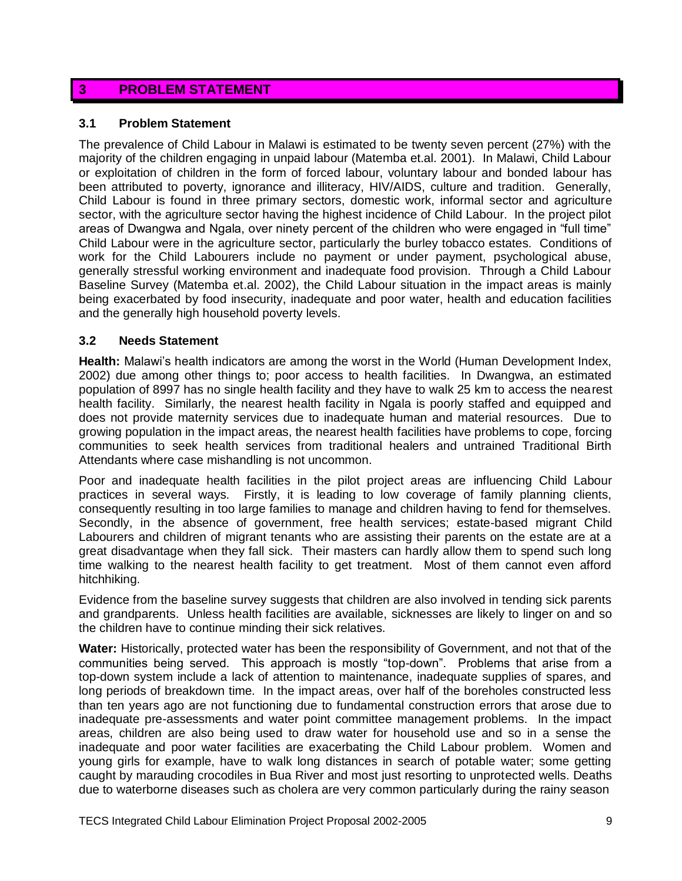# 3 PROBLEM STATEMENT

## 3.1 Problem Statement

The prevalence of Child Labour in Malawi is estimated to be twenty seven percent (27%) with the majority of the children engaging in unpaid labour (Matemba et.al. 2001). In Malawi, Child Labour or exploitation of children in the form of forced labour, voluntary labour and bonded labour has been attributed to poverty, ignorance and illiteracy, HIV/AIDS, culture and tradition. Generally, Child Labour is found in three primary sectors, domestic work, informal sector and agriculture sector, with the agriculture sector having the highest incidence of Child Labour. In the project pilot areas of Dwangwa and Ngala, over ninety percent of the children who were engaged in "full time" Child Labour were in the agriculture sector, particularly the burley tobacco estates. Conditions of work for the Child Labourers include no payment or under payment, psychological abuse, generally stressful working environment and inadequate food provision. Through a Child Labour Baseline Survey (Matemba et.al. 2002), the Child Labour situation in the impact areas is mainly being exacerbated by food insecurity, inadequate and poor water, health and education facilities and the generally high household poverty levels.

## 3.2 Needs Statement

**Health:** Malawi's health indicators are among the worst in the World (Human Development Index, 2002) due among other things to; poor access to health facilities. In Dwangwa, an estimated population of 8997 has no single health facility and they have to walk 25 km to access the nearest health facility. Similarly, the nearest health facility in Ngala is poorly staffed and equipped and does not provide maternity services due to inadequate human and material resources. Due to growing population in the impact areas, the nearest health facilities have problems to cope, forcing communities to seek health services from traditional healers and untrained Traditional Birth Attendants where case mishandling is not uncommon.

Poor and inadequate health facilities in the pilot project areas are influencing Child Labour practices in several ways. Firstly, it is leading to low coverage of family planning clients, consequently resulting in too large families to manage and children having to fend for themselves. Secondly, in the absence of government, free health services; estate-based migrant Child Labourers and children of migrant tenants who are assisting their parents on the estate are at a great disadvantage when they fall sick. Their masters can hardly allow them to spend such long time walking to the nearest health facility to get treatment. Most of them cannot even afford hitchhiking.

Evidence from the baseline survey suggests that children are also involved in tending sick parents and grandparents. Unless health facilities are available, sicknesses are likely to linger on and so the children have to continue minding their sick relatives.

**Water:** Historically, protected water has been the responsibility of Government, and not that of the communities being served. This approach is mostly "top-down". Problems that arise from a top-down system include a lack of attention to maintenance, inadequate supplies of spares, and long periods of breakdown time. In the impact areas, over half of the boreholes constructed less than ten years ago are not functioning due to fundamental construction errors that arose due to inadequate pre-assessments and water point committee management problems. In the impact areas, children are also being used to draw water for household use and so in a sense the inadequate and poor water facilities are exacerbating the Child Labour problem. Women and young girls for example, have to walk long distances in search of potable water; some getting caught by marauding crocodiles in Bua River and most just resorting to unprotected wells. Deaths due to waterborne diseases such as cholera are very common particularly during the rainy season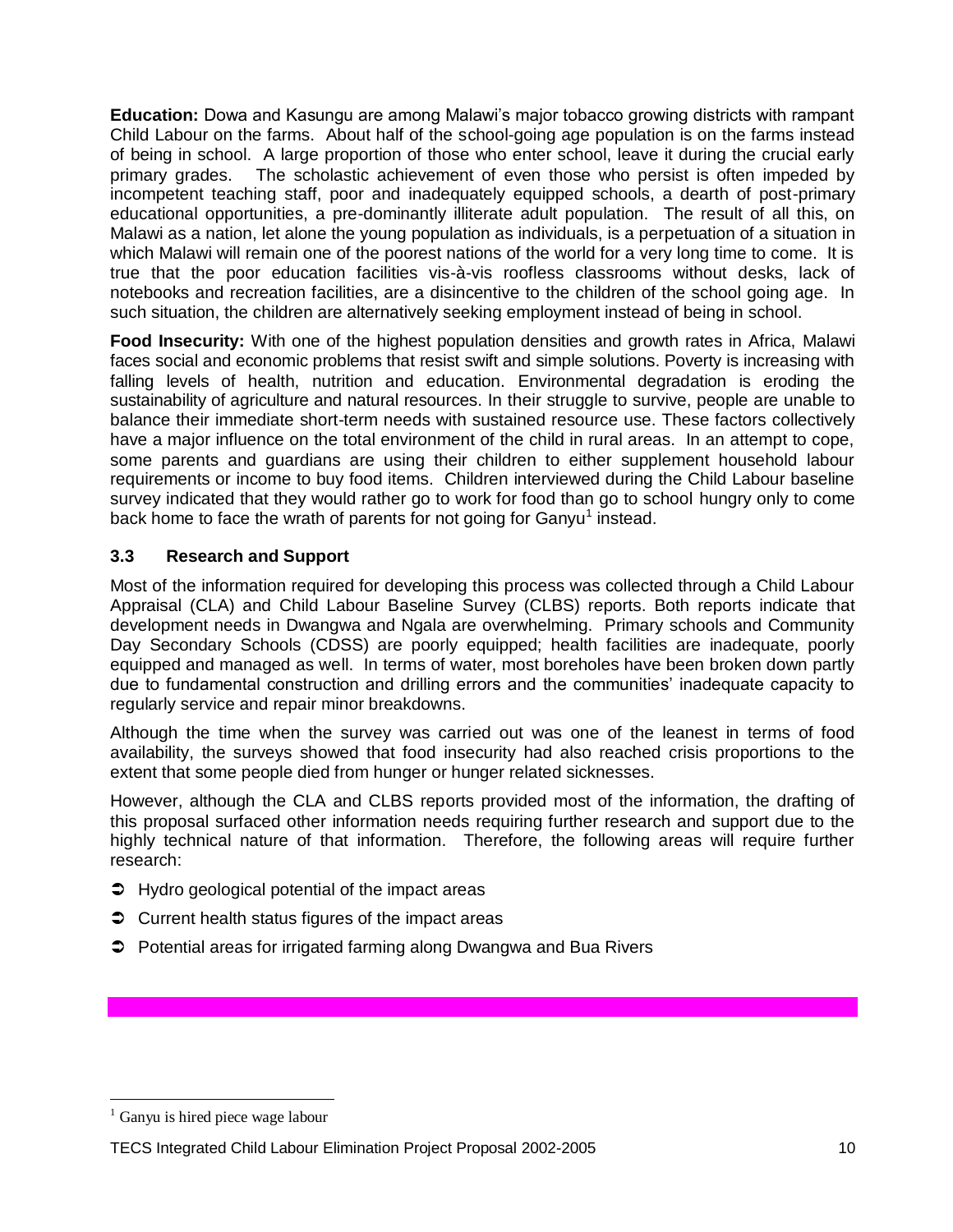**Education:** Dowa and Kasungu are among Malawi's major tobacco growing districts with rampant Child Labour on the farms. About half of the school-going age population is on the farms instead of being in school. A large proportion of those who enter school, leave it during the crucial early primary grades. The scholastic achievement of even those who persist is often impeded by incompetent teaching staff, poor and inadequately equipped schools, a dearth of post-primary educational opportunities, a pre-dominantly illiterate adult population. The result of all this, on Malawi as a nation, let alone the young population as individuals, is a perpetuation of a situation in which Malawi will remain one of the poorest nations of the world for a very long time to come. It is true that the poor education facilities vis-à-vis roofless classrooms without desks, lack of notebooks and recreation facilities, are a disincentive to the children of the school going age. In such situation, the children are alternatively seeking employment instead of being in school.

**Food Insecurity:** With one of the highest population densities and growth rates in Africa, Malawi faces social and economic problems that resist swift and simple solutions. Poverty is increasing with falling levels of health, nutrition and education. Environmental degradation is eroding the sustainability of agriculture and natural resources. In their struggle to survive, people are unable to balance their immediate short-term needs with sustained resource use. These factors collectively have a major influence on the total environment of the child in rural areas. In an attempt to cope, some parents and guardians are using their children to either supplement household labour requirements or income to buy food items. Children interviewed during the Child Labour baseline survey indicated that they would rather go to work for food than go to school hungry only to come back home to face the wrath of parents for not going for Ganyu[1] instead.

### 3.3 Research and Support

Most of the information required for developing this process was collected through a Child Labour Appraisal (CLA) and Child Labour Baseline Survey (CLBS) reports. Both reports indicate that development needs in Dwangwa and Ngala are overwhelming. Primary schools and Community Day Secondary Schools (CDSS) are poorly equipped; health facilities are inadequate, poorly equipped and managed as well. In terms of water, most boreholes have been broken down partly due to fundamental construction and drilling errors and the communities' inadequate capacity to regularly service and repair minor breakdowns.

Although the time when the survey was carried out was one of the leanest in terms of food availability, the surveys showed that food insecurity had also reached crisis proportions to the extent that some people died from hunger or hunger related sicknesses.

However, although the CLA and CLBS reports provided most of the information, the drafting of this proposal surfaced other information needs requiring further research and support due to the highly technical nature of that information. Therefore, the following areas will require further research:

- Hydro geological potential of the impact areas
- Current health status figures of the impact areas
- Potential areas for irrigated farming along Dwangwa and Bua Rivers

---

[1] Ganyu is hired piece wage labour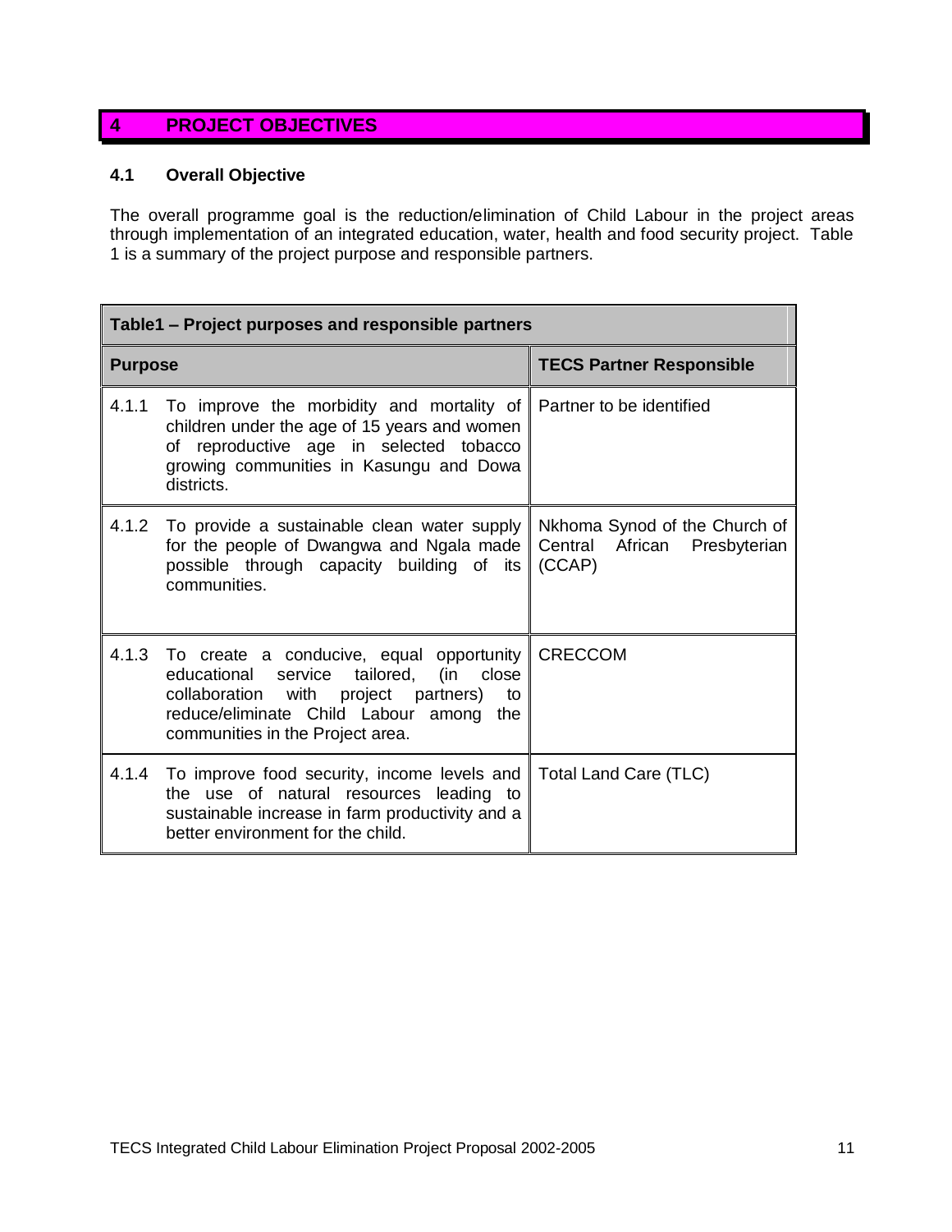# 4 PROJECT OBJECTIVES

## 4.1 Overall Objective

The overall programme goal is the reduction/elimination of Child Labour in the project areas through implementation of an integrated education, water, health and food security project. Table 1 is a summary of the project purpose and responsible partners.

| Table1 – Project purposes and responsible partners | |
|---|---|
| **Purpose** | **TECS Partner Responsible** |
| 4.1.1 To improve the morbidity and mortality of children under the age of 15 years and women of reproductive age in selected tobacco growing communities in Kasungu and Dowa districts. | Partner to be identified |
| 4.1.2 To provide a sustainable clean water supply for the people of Dwangwa and Ngala made possible through capacity building of its communities. | Nkhoma Synod of the Church of Central African Presbyterian (CCAP) |
| 4.1.3 To create a conducive, equal opportunity educational service tailored, (in close collaboration with project partners) to reduce/eliminate Child Labour among the communities in the Project area. | CRECCOM |
| 4.1.4 To improve food security, income levels and the use of natural resources leading to sustainable increase in farm productivity and a better environment for the child. | Total Land Care (TLC) |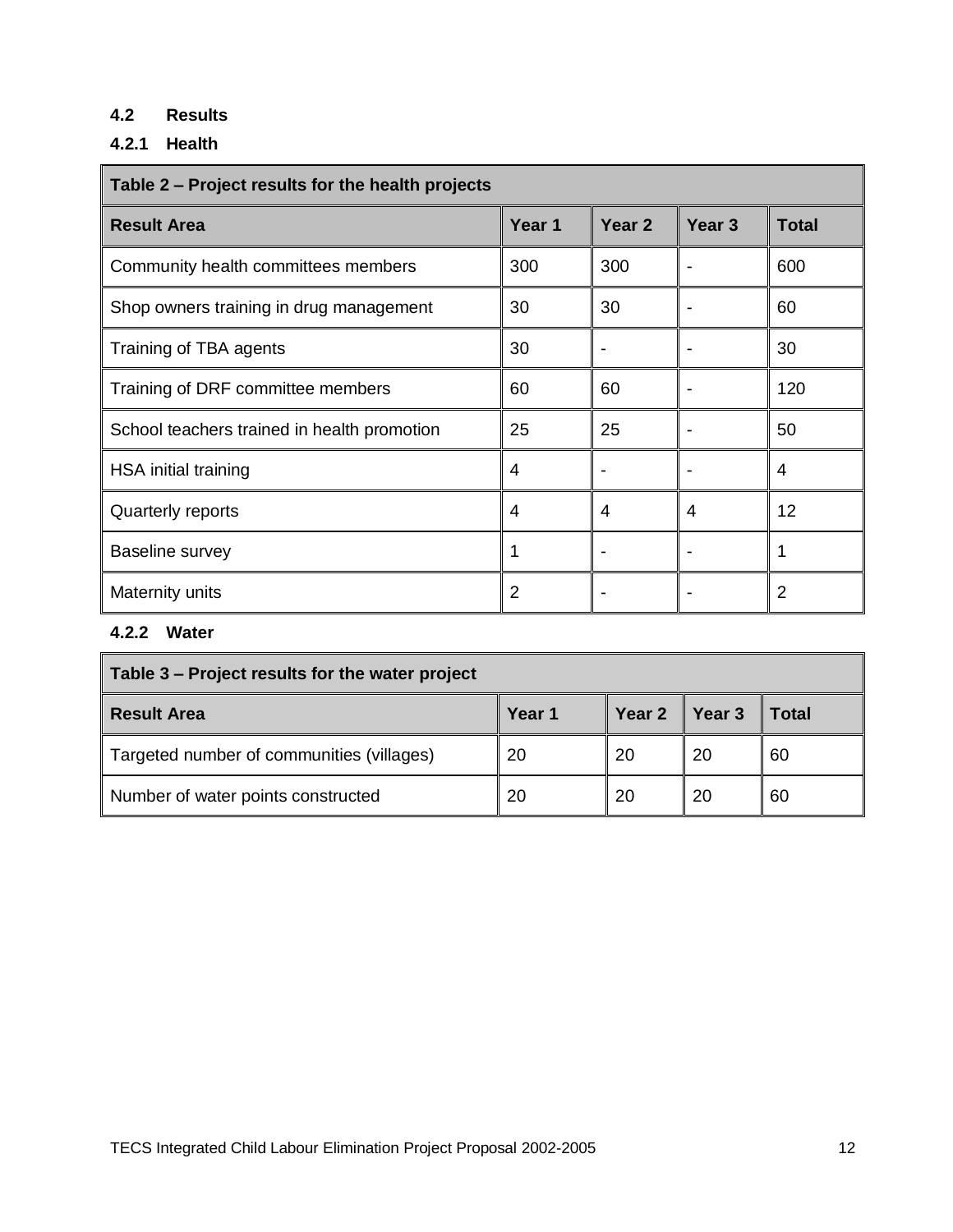## 4.2 Results

### 4.2.1 Health

| Table 2 – Project results for the health projects | | | | |
|---|---|---|---|---|
| **Result Area** | **Year 1** | **Year 2** | **Year 3** | **Total** |
| Community health committees members | 300 | 300 | - | 600 |
| Shop owners training in drug management | 30 | 30 | - | 60 |
| Training of TBA agents | 30 | - | - | 30 |
| Training of DRF committee members | 60 | 60 | - | 120 |
| School teachers trained in health promotion | 25 | 25 | - | 50 |
| HSA initial training | 4 | - | - | 4 |
| Quarterly reports | 4 | 4 | 4 | 12 |
| Baseline survey | 1 | - | - | 1 |
| Maternity units | 2 | - | - | 2 |

### 4.2.2 Water

| Table 3 – Project results for the water project | | | | |
|---|---|---|---|---|
| **Result Area** | **Year 1** | **Year 2** | **Year 3** | **Total** |
| Targeted number of communities (villages) | 20 | 20 | 20 | 60 |
| Number of water points constructed | 20 | 20 | 20 | 60 |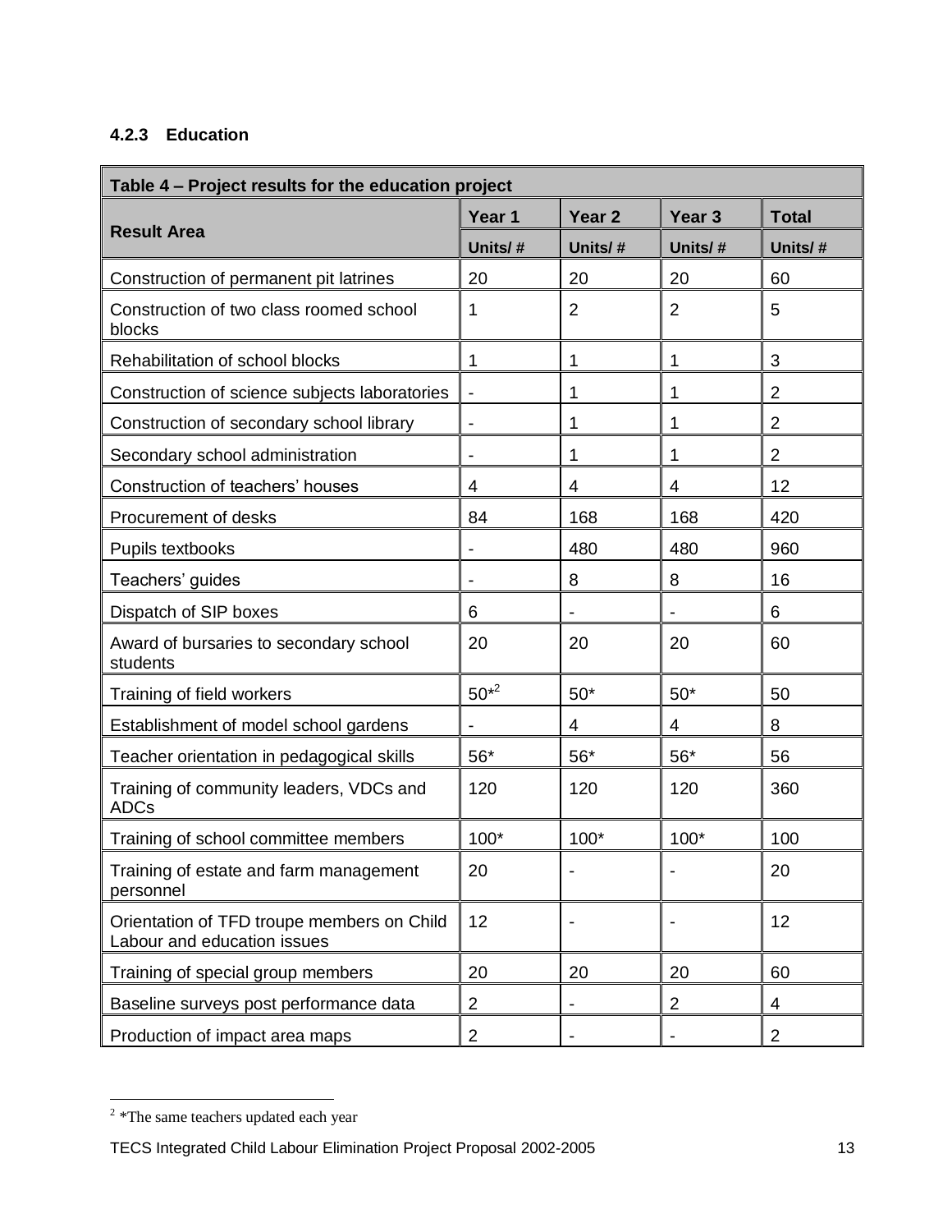### 4.2.3 Education

| Table 4 – Project results for the education project | | | | |
|---|---|---|---|---|
| **Result Area** | **Year 1** | **Year 2** | **Year 3** | **Total** |
| | **Units/ #** | **Units/ #** | **Units/ #** | **Units/ #** |
| Construction of permanent pit latrines | 20 | 20 | 20 | 60 |
| Construction of two class roomed school blocks | 1 | 2 | 2 | 5 |
| Rehabilitation of school blocks | 1 | 1 | 1 | 3 |
| Construction of science subjects laboratories | - | 1 | 1 | 2 |
| Construction of secondary school library | - | 1 | 1 | 2 |
| Secondary school administration | - | 1 | 1 | 2 |
| Construction of teachers' houses | 4 | 4 | 4 | 12 |
| Procurement of desks | 84 | 168 | 168 | 420 |
| Pupils textbooks | - | 480 | 480 | 960 |
| Teachers' guides | - | 8 | 8 | 16 |
| Dispatch of SIP boxes | 6 | - | - | 6 |
| Award of bursaries to secondary school students | 20 | 20 | 20 | 60 |
| Training of field workers | 50*[2] | 50* | 50* | 50 |
| Establishment of model school gardens | - | 4 | 4 | 8 |
| Teacher orientation in pedagogical skills | 56* | 56* | 56* | 56 |
| Training of community leaders, VDCs and ADCs | 120 | 120 | 120 | 360 |
| Training of school committee members | 100* | 100* | 100* | 100 |
| Training of estate and farm management personnel | 20 | - | - | 20 |
| Orientation of TFD troupe members on Child Labour and education issues | 12 | - | - | 12 |
| Training of special group members | 20 | 20 | 20 | 60 |
| Baseline surveys post performance data | 2 | - | 2 | 4 |
| Production of impact area maps | 2 | - | - | 2 |

[2] *The same teachers updated each year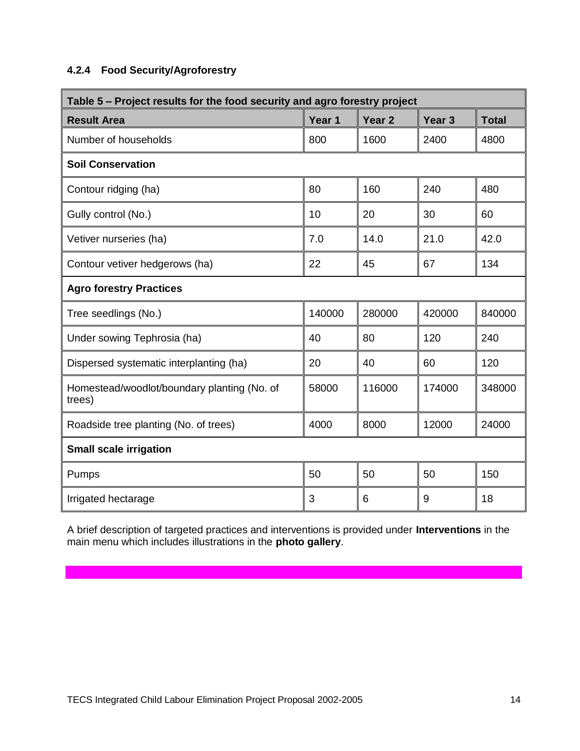#### 4.2.4 Food Security/Agroforestry

| Table 5 – Project results for the food security and agro forestry project | | | | |
|---|---|---|---|---|
| **Result Area** | **Year 1** | **Year 2** | **Year 3** | **Total** |
| Number of households | 800 | 1600 | 2400 | 4800 |
| **Soil Conservation** | | | | |
| Contour ridging (ha) | 80 | 160 | 240 | 480 |
| Gully control (No.) | 10 | 20 | 30 | 60 |
| Vetiver nurseries (ha) | 7.0 | 14.0 | 21.0 | 42.0 |
| Contour vetiver hedgerows (ha) | 22 | 45 | 67 | 134 |
| **Agro forestry Practices** | | | | |
| Tree seedlings (No.) | 140000 | 280000 | 420000 | 840000 |
| Under sowing Tephrosia (ha) | 40 | 80 | 120 | 240 |
| Dispersed systematic interplanting (ha) | 20 | 40 | 60 | 120 |
| Homestead/woodlot/boundary planting (No. of trees) | 58000 | 116000 | 174000 | 348000 |
| Roadside tree planting (No. of trees) | 4000 | 8000 | 12000 | 24000 |
| **Small scale irrigation** | | | | |
| Pumps | 50 | 50 | 50 | 150 |
| Irrigated hectarage | 3 | 6 | 9 | 18 |

A brief description of targeted practices and interventions is provided under **Interventions** in the main menu which includes illustrations in the **photo gallery**.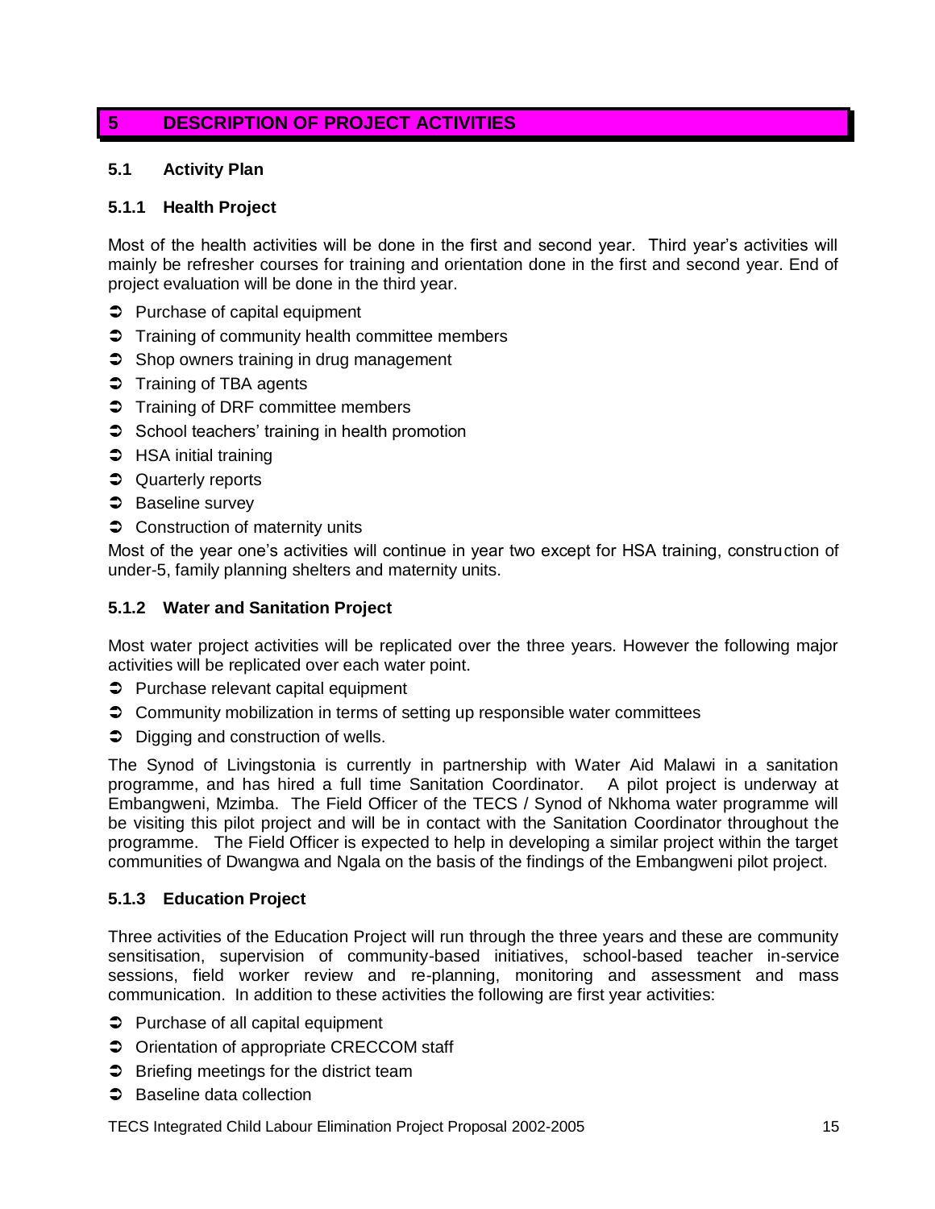## 5 DESCRIPTION OF PROJECT ACTIVITIES

### 5.1 Activity Plan

#### 5.1.1 Health Project

Most of the health activities will be done in the first and second year. Third year's activities will mainly be refresher courses for training and orientation done in the first and second year. End of project evaluation will be done in the third year.

- Purchase of capital equipment
- Training of community health committee members
- Shop owners training in drug management
- Training of TBA agents
- Training of DRF committee members
- School teachers' training in health promotion
- HSA initial training
- Quarterly reports
- Baseline survey
- Construction of maternity units

Most of the year one's activities will continue in year two except for HSA training, construction of under-5, family planning shelters and maternity units.

#### 5.1.2 Water and Sanitation Project

Most water project activities will be replicated over the three years. However the following major activities will be replicated over each water point.

- Purchase relevant capital equipment
- Community mobilization in terms of setting up responsible water committees
- Digging and construction of wells.

The Synod of Livingstonia is currently in partnership with Water Aid Malawi in a sanitation programme, and has hired a full time Sanitation Coordinator. A pilot project is underway at Embangweni, Mzimba. The Field Officer of the TECS / Synod of Nkhoma water programme will be visiting this pilot project and will be in contact with the Sanitation Coordinator throughout the programme. The Field Officer is expected to help in developing a similar project within the target communities of Dwangwa and Ngala on the basis of the findings of the Embangweni pilot project.

#### 5.1.3 Education Project

Three activities of the Education Project will run through the three years and these are community sensitisation, supervision of community-based initiatives, school-based teacher in-service sessions, field worker review and re-planning, monitoring and assessment and mass communication. In addition to these activities the following are first year activities:

- Purchase of all capital equipment
- Orientation of appropriate CRECCOM staff
- Briefing meetings for the district team
- Baseline data collection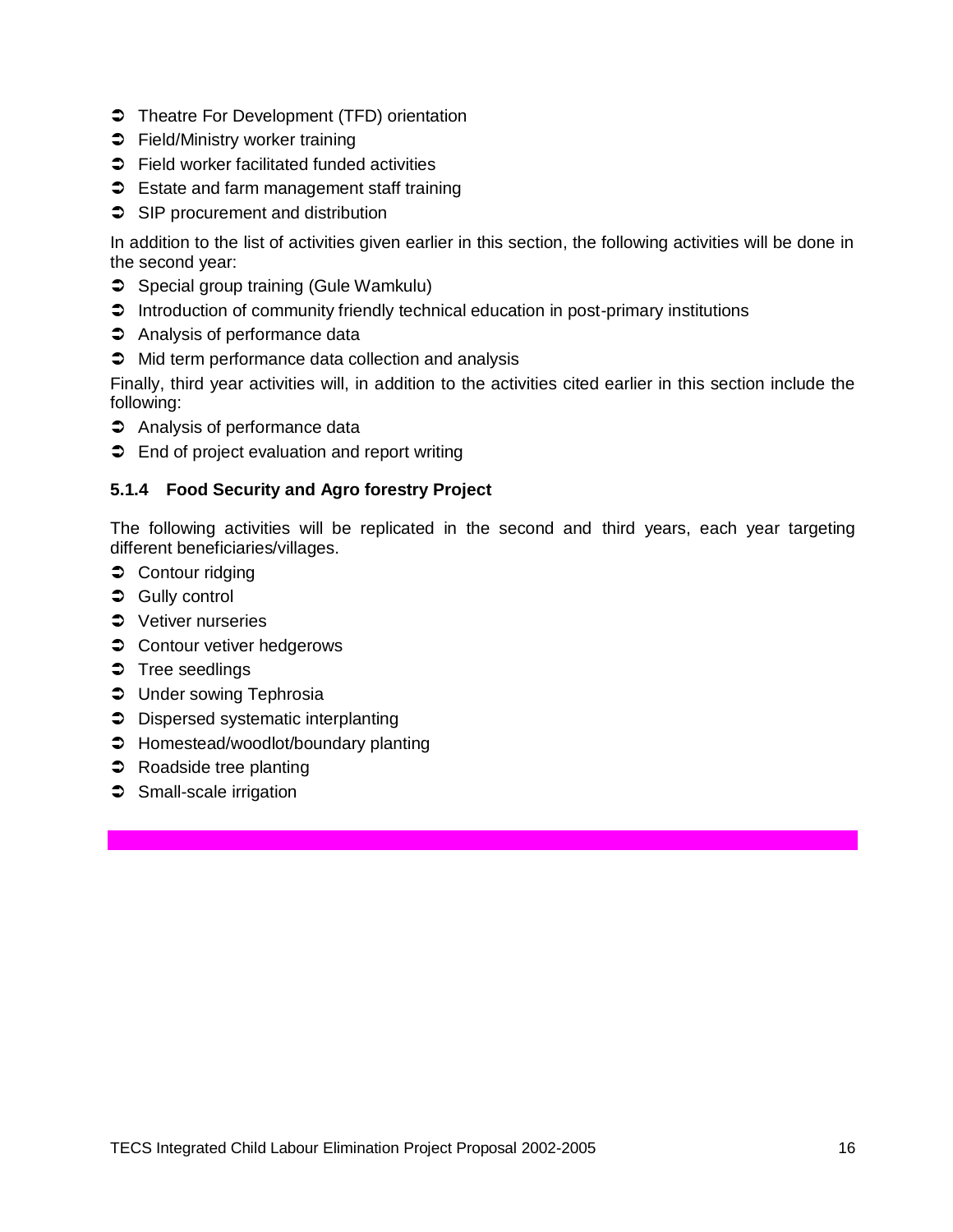- Theatre For Development (TFD) orientation
- Field/Ministry worker training
- Field worker facilitated funded activities
- Estate and farm management staff training
- SIP procurement and distribution

In addition to the list of activities given earlier in this section, the following activities will be done in the second year:

- Special group training (Gule Wamkulu)
- Introduction of community friendly technical education in post-primary institutions
- Analysis of performance data
- Mid term performance data collection and analysis

Finally, third year activities will, in addition to the activities cited earlier in this section include the following:

- Analysis of performance data
- End of project evaluation and report writing

#### 5.1.4 Food Security and Agro forestry Project

The following activities will be replicated in the second and third years, each year targeting different beneficiaries/villages.

- Contour ridging
- Gully control
- Vetiver nurseries
- Contour vetiver hedgerows
- Tree seedlings
- Under sowing Tephrosia
- Dispersed systematic interplanting
- Homestead/woodlot/boundary planting
- Roadside tree planting
- Small-scale irrigation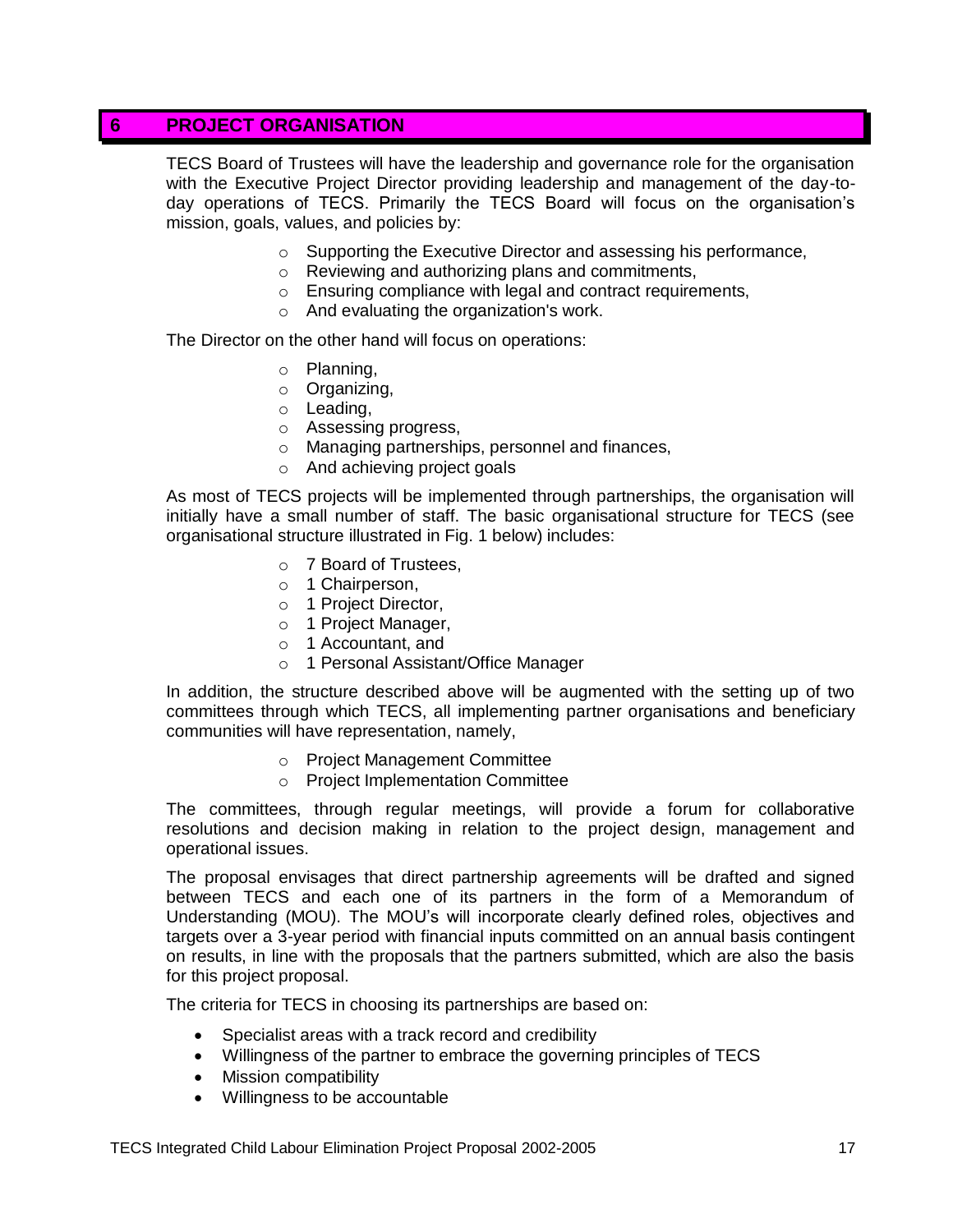# 6 PROJECT ORGANISATION

TECS Board of Trustees will have the leadership and governance role for the organisation with the Executive Project Director providing leadership and management of the day-to-day operations of TECS. Primarily the TECS Board will focus on the organisation's mission, goals, values, and policies by:

- Supporting the Executive Director and assessing his performance,
- Reviewing and authorizing plans and commitments,
- Ensuring compliance with legal and contract requirements,
- And evaluating the organization's work.

The Director on the other hand will focus on operations:

- Planning,
- Organizing,
- Leading,
- Assessing progress,
- Managing partnerships, personnel and finances,
- And achieving project goals

As most of TECS projects will be implemented through partnerships, the organisation will initially have a small number of staff. The basic organisational structure for TECS (see organisational structure illustrated in Fig. 1 below) includes:

- 7 Board of Trustees,
- 1 Chairperson,
- 1 Project Director,
- 1 Project Manager,
- 1 Accountant, and
- 1 Personal Assistant/Office Manager

In addition, the structure described above will be augmented with the setting up of two committees through which TECS, all implementing partner organisations and beneficiary communities will have representation, namely,

- Project Management Committee
- Project Implementation Committee

The committees, through regular meetings, will provide a forum for collaborative resolutions and decision making in relation to the project design, management and operational issues.

The proposal envisages that direct partnership agreements will be drafted and signed between TECS and each one of its partners in the form of a Memorandum of Understanding (MOU). The MOU's will incorporate clearly defined roles, objectives and targets over a 3-year period with financial inputs committed on an annual basis contingent on results, in line with the proposals that the partners submitted, which are also the basis for this project proposal.

The criteria for TECS in choosing its partnerships are based on:

- Specialist areas with a track record and credibility
- Willingness of the partner to embrace the governing principles of TECS
- Mission compatibility
- Willingness to be accountable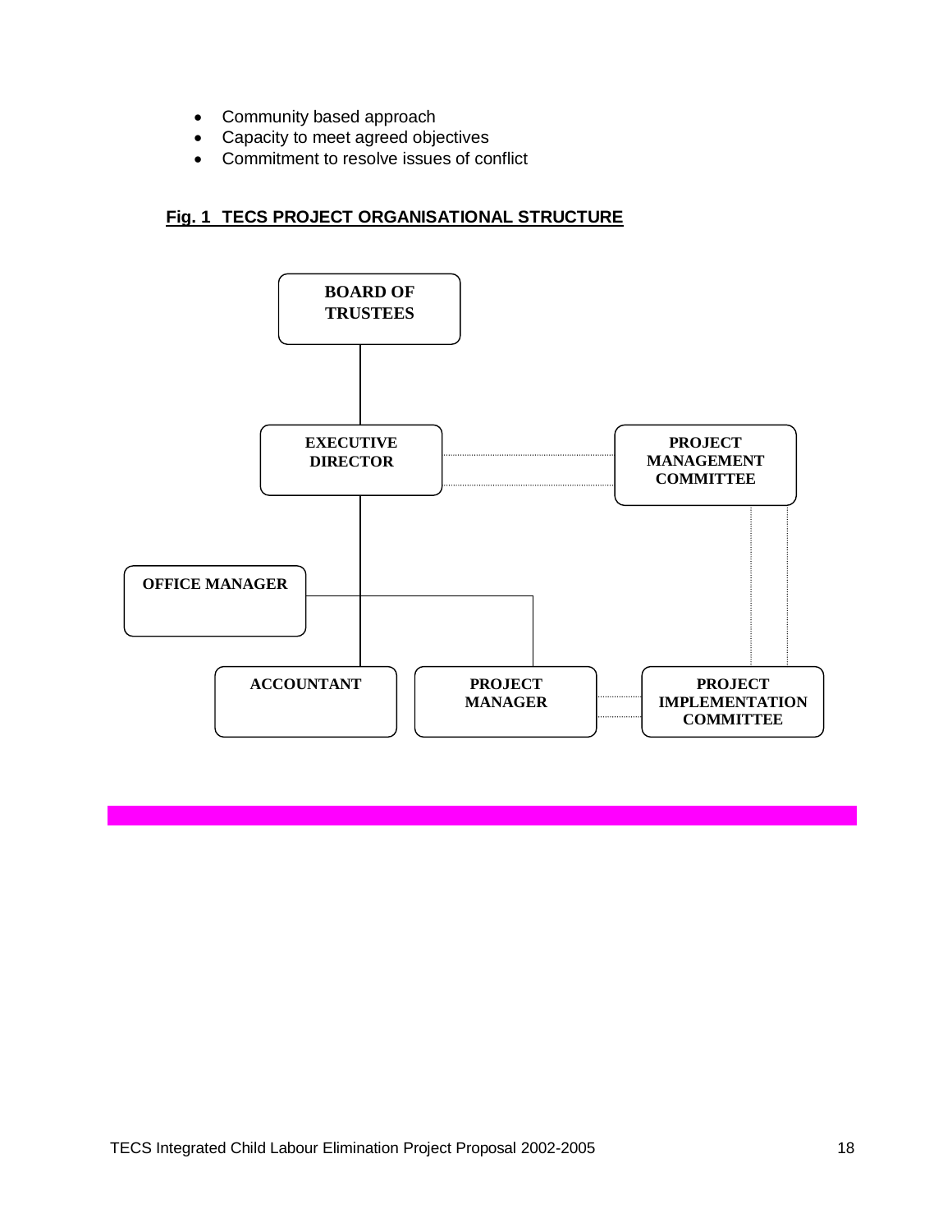- Community based approach
- Capacity to meet agreed objectives
- Commitment to resolve issues of conflict

**Fig. 1 TECS PROJECT ORGANISATIONAL STRUCTURE**

BOARD OF TRUSTEES

EXECUTIVE DIRECTOR

PROJECT MANAGEMENT COMMITTEE

OFFICE MANAGER

ACCOUNTANT

PROJECT MANAGER

PROJECT IMPLEMENTATION COMMITTEE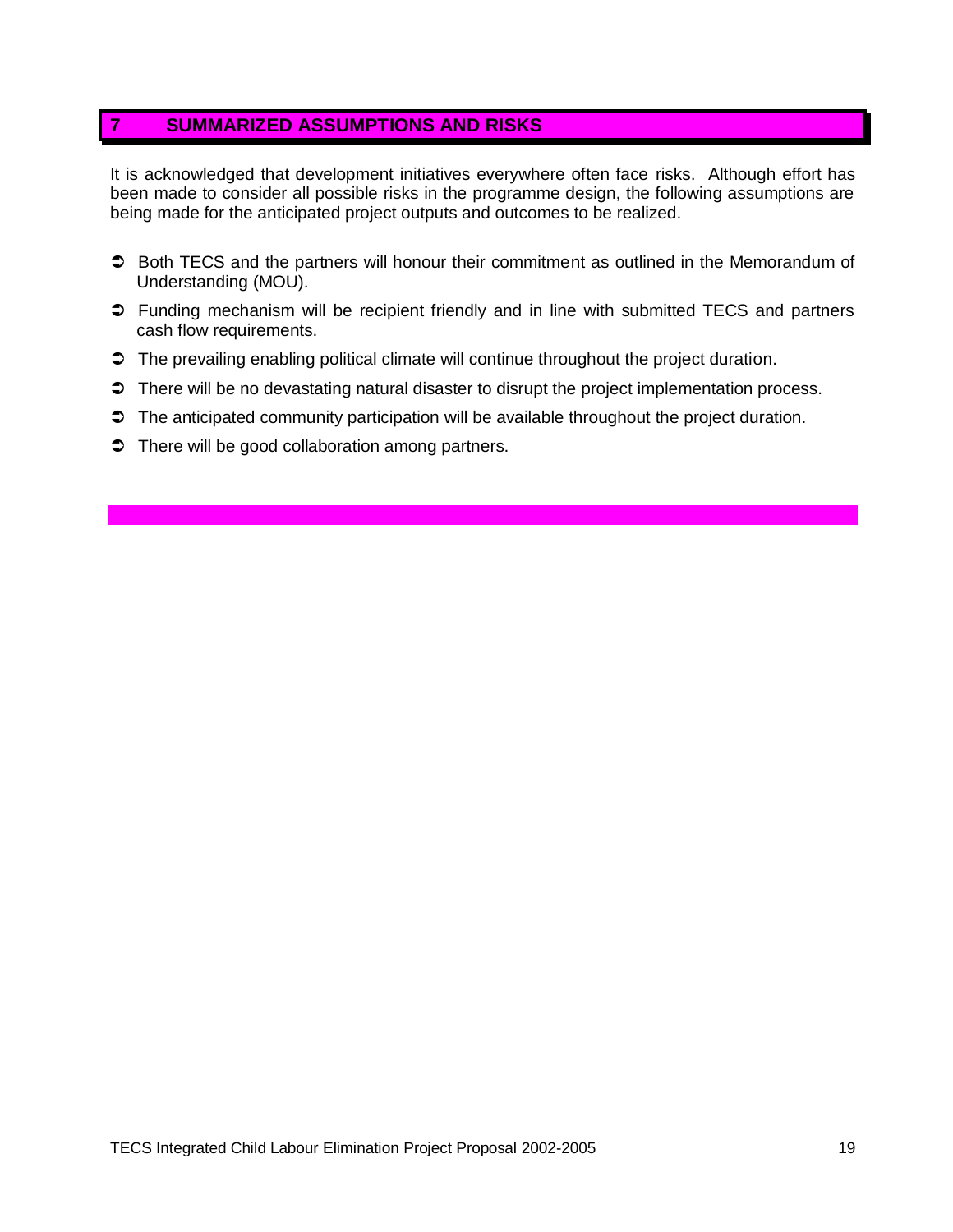## 7 SUMMARIZED ASSUMPTIONS AND RISKS

It is acknowledged that development initiatives everywhere often face risks. Although effort has been made to consider all possible risks in the programme design, the following assumptions are being made for the anticipated project outputs and outcomes to be realized.

- Both TECS and the partners will honour their commitment as outlined in the Memorandum of Understanding (MOU).
- Funding mechanism will be recipient friendly and in line with submitted TECS and partners cash flow requirements.
- The prevailing enabling political climate will continue throughout the project duration.
- There will be no devastating natural disaster to disrupt the project implementation process.
- The anticipated community participation will be available throughout the project duration.
- There will be good collaboration among partners.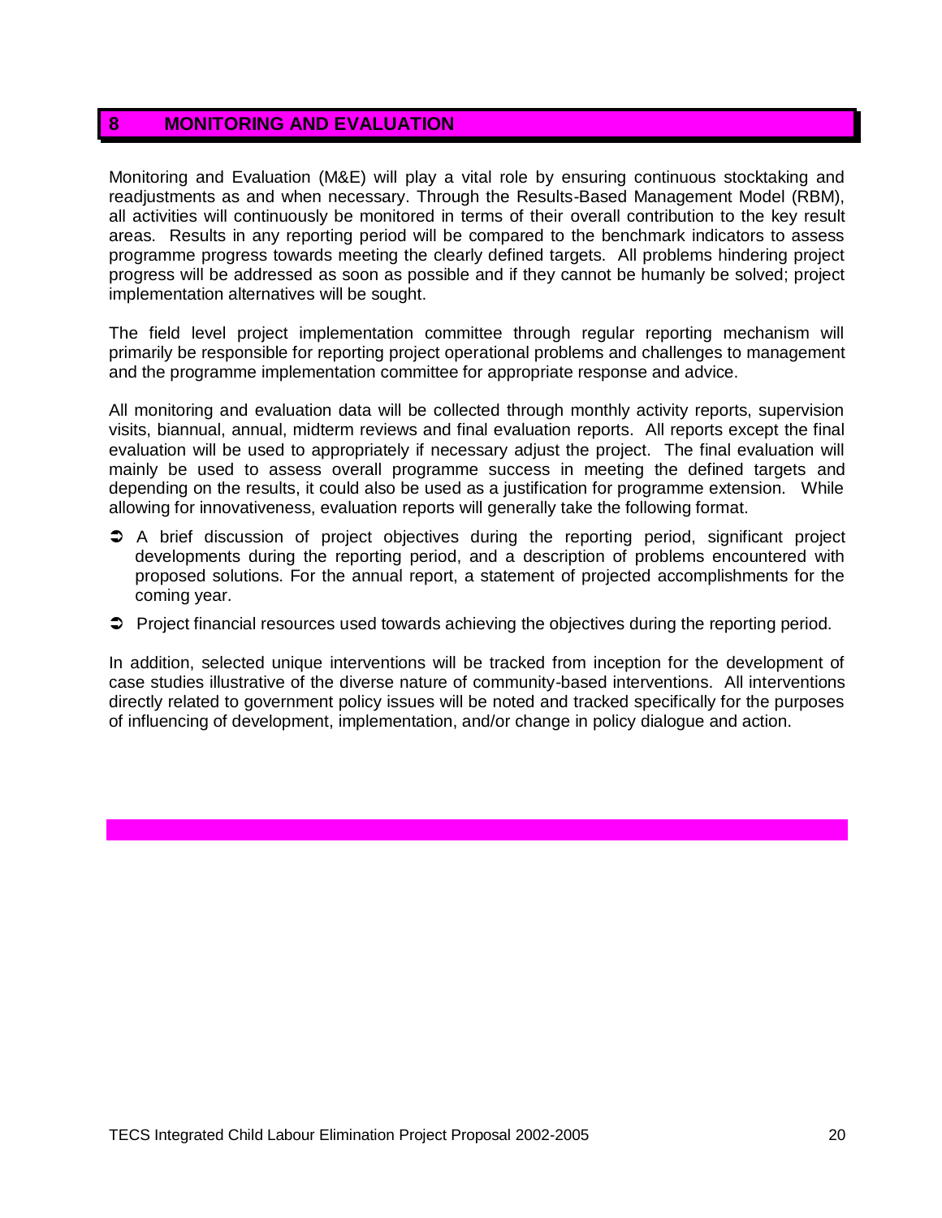# 8 MONITORING AND EVALUATION

Monitoring and Evaluation (M&E) will play a vital role by ensuring continuous stocktaking and readjustments as and when necessary. Through the Results-Based Management Model (RBM), all activities will continuously be monitored in terms of their overall contribution to the key result areas. Results in any reporting period will be compared to the benchmark indicators to assess programme progress towards meeting the clearly defined targets. All problems hindering project progress will be addressed as soon as possible and if they cannot be humanly be solved; project implementation alternatives will be sought.

The field level project implementation committee through regular reporting mechanism will primarily be responsible for reporting project operational problems and challenges to management and the programme implementation committee for appropriate response and advice.

All monitoring and evaluation data will be collected through monthly activity reports, supervision visits, biannual, annual, midterm reviews and final evaluation reports. All reports except the final evaluation will be used to appropriately if necessary adjust the project. The final evaluation will mainly be used to assess overall programme success in meeting the defined targets and depending on the results, it could also be used as a justification for programme extension. While allowing for innovativeness, evaluation reports will generally take the following format.

- A brief discussion of project objectives during the reporting period, significant project developments during the reporting period, and a description of problems encountered with proposed solutions. For the annual report, a statement of projected accomplishments for the coming year.
- Project financial resources used towards achieving the objectives during the reporting period.

In addition, selected unique interventions will be tracked from inception for the development of case studies illustrative of the diverse nature of community-based interventions. All interventions directly related to government policy issues will be noted and tracked specifically for the purposes of influencing of development, implementation, and/or change in policy dialogue and action.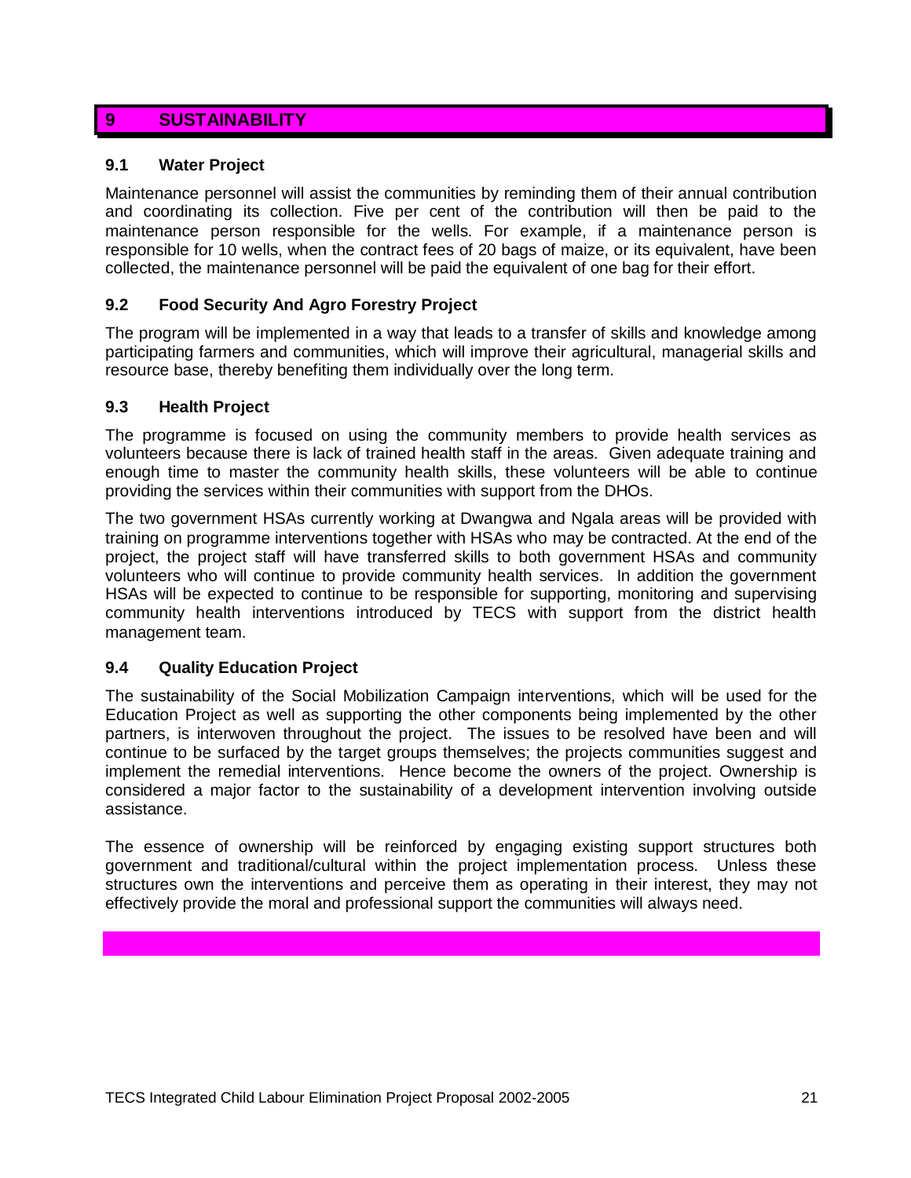# 9 SUSTAINABILITY

## 9.1 Water Project

Maintenance personnel will assist the communities by reminding them of their annual contribution and coordinating its collection. Five per cent of the contribution will then be paid to the maintenance person responsible for the wells. For example, if a maintenance person is responsible for 10 wells, when the contract fees of 20 bags of maize, or its equivalent, have been collected, the maintenance personnel will be paid the equivalent of one bag for their effort.

## 9.2 Food Security And Agro Forestry Project

The program will be implemented in a way that leads to a transfer of skills and knowledge among participating farmers and communities, which will improve their agricultural, managerial skills and resource base, thereby benefiting them individually over the long term.

## 9.3 Health Project

The programme is focused on using the community members to provide health services as volunteers because there is lack of trained health staff in the areas. Given adequate training and enough time to master the community health skills, these volunteers will be able to continue providing the services within their communities with support from the DHOs.

The two government HSAs currently working at Dwangwa and Ngala areas will be provided with training on programme interventions together with HSAs who may be contracted. At the end of the project, the project staff will have transferred skills to both government HSAs and community volunteers who will continue to provide community health services. In addition the government HSAs will be expected to continue to be responsible for supporting, monitoring and supervising community health interventions introduced by TECS with support from the district health management team.

## 9.4 Quality Education Project

The sustainability of the Social Mobilization Campaign interventions, which will be used for the Education Project as well as supporting the other components being implemented by the other partners, is interwoven throughout the project. The issues to be resolved have been and will continue to be surfaced by the target groups themselves; the projects communities suggest and implement the remedial interventions. Hence become the owners of the project. Ownership is considered a major factor to the sustainability of a development intervention involving outside assistance.

The essence of ownership will be reinforced by engaging existing support structures both government and traditional/cultural within the project implementation process. Unless these structures own the interventions and perceive them as operating in their interest, they may not effectively provide the moral and professional support the communities will always need.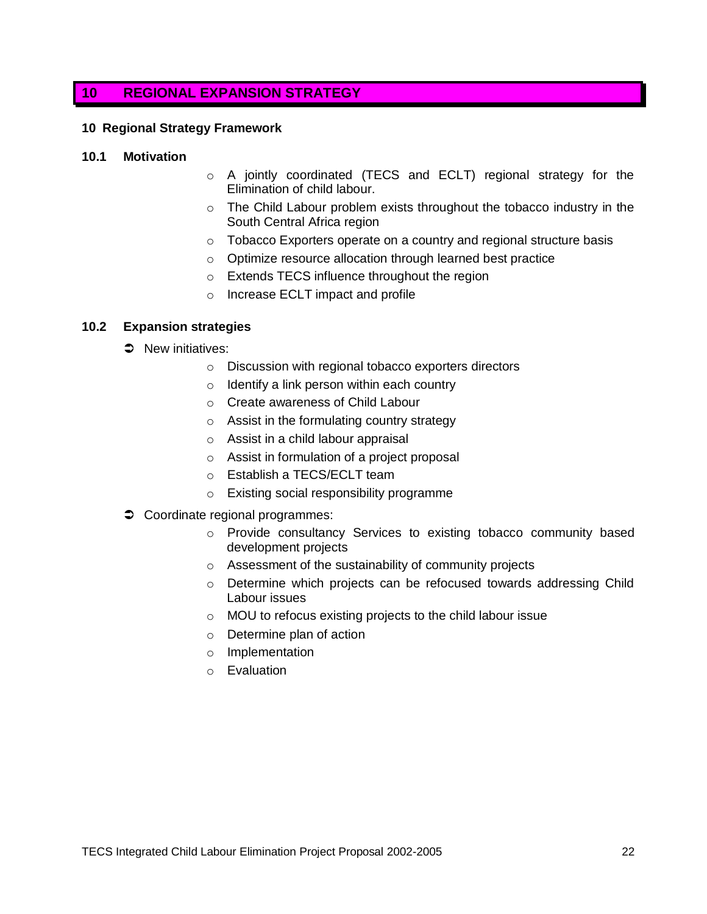# 10 REGIONAL EXPANSION STRATEGY

**10 Regional Strategy Framework**

## 10.1 Motivation

- A jointly coordinated (TECS and ECLT) regional strategy for the Elimination of child labour.
- The Child Labour problem exists throughout the tobacco industry in the South Central Africa region
- Tobacco Exporters operate on a country and regional structure basis
- Optimize resource allocation through learned best practice
- Extends TECS influence throughout the region
- Increase ECLT impact and profile

## 10.2 Expansion strategies

- New initiatives:
  - Discussion with regional tobacco exporters directors
  - Identify a link person within each country
  - Create awareness of Child Labour
  - Assist in the formulating country strategy
  - Assist in a child labour appraisal
  - Assist in formulation of a project proposal
  - Establish a TECS/ECLT team
  - Existing social responsibility programme
- Coordinate regional programmes:
  - Provide consultancy Services to existing tobacco community based development projects
  - Assessment of the sustainability of community projects
  - Determine which projects can be refocused towards addressing Child Labour issues
  - MOU to refocus existing projects to the child labour issue
  - Determine plan of action
  - Implementation
  - Evaluation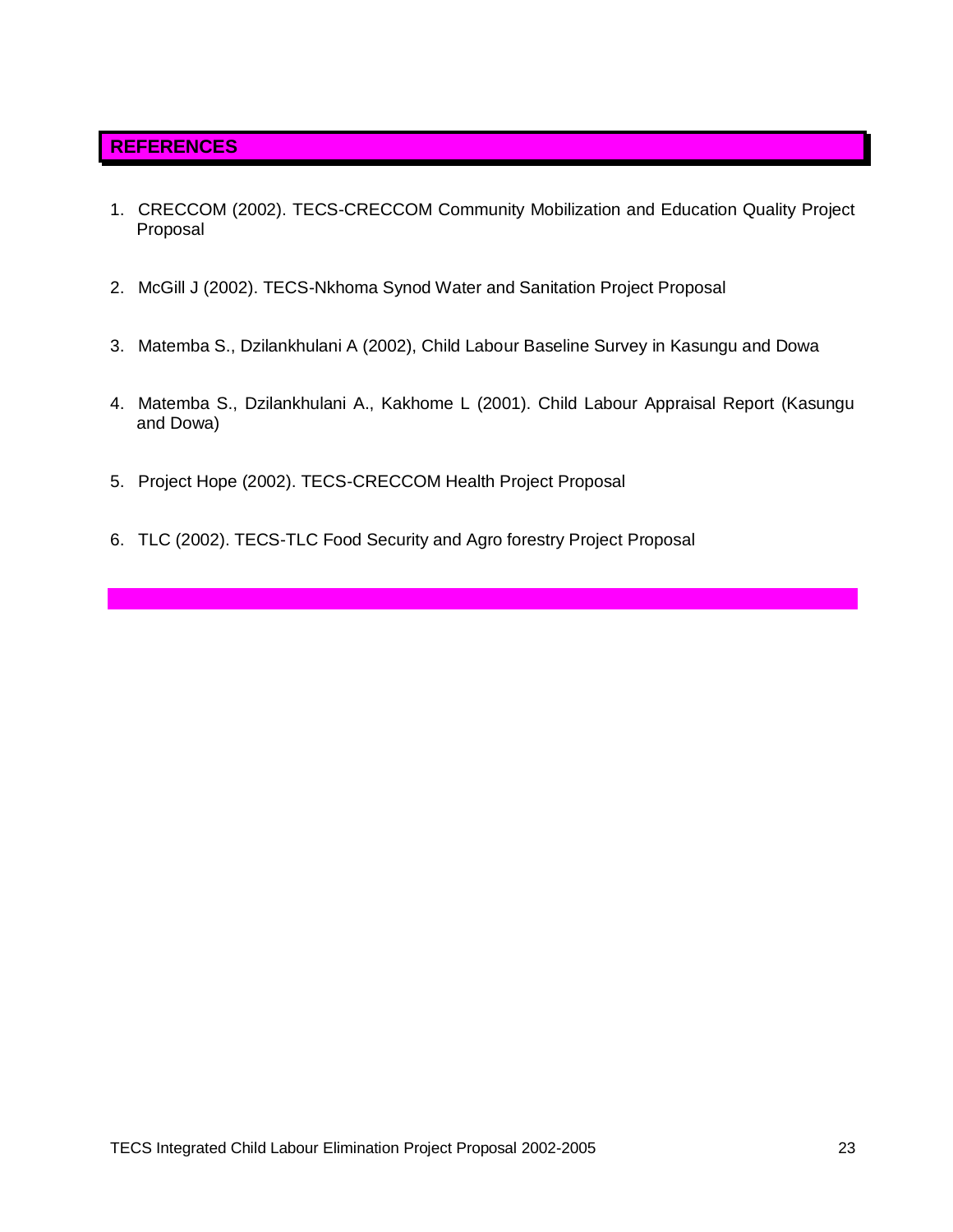## REFERENCES

1. CRECCOM (2002). TECS-CRECCOM Community Mobilization and Education Quality Project Proposal
2. McGill J (2002). TECS-Nkhoma Synod Water and Sanitation Project Proposal
3. Matemba S., Dzilankhulani A (2002), Child Labour Baseline Survey in Kasungu and Dowa
4. Matemba S., Dzilankhulani A., Kakhome L (2001). Child Labour Appraisal Report (Kasungu and Dowa)
5. Project Hope (2002). TECS-CRECCOM Health Project Proposal
6. TLC (2002). TECS-TLC Food Security and Agro forestry Project Proposal